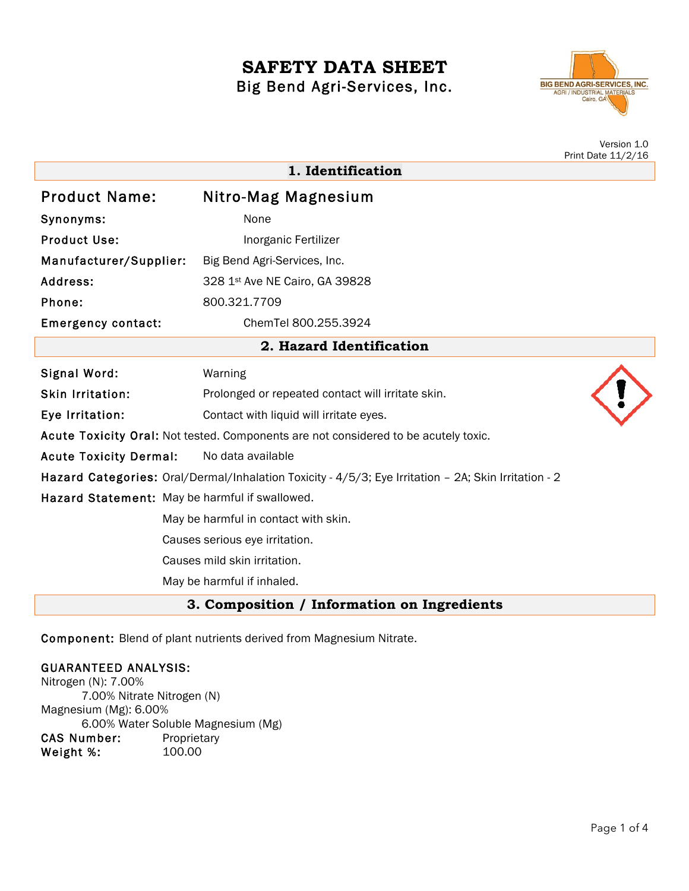# SAFETY DATA SHEET

Big Bend Agri-Services, Inc.

Version 1.0
Print Date 11/2/16

## 1. Identification

**Product Name:** Nitro-Mag Magnesium

**Synonyms:** None

**Product Use:** Inorganic Fertilizer

**Manufacturer/Supplier:** Big Bend Agri-Services, Inc.

**Address:** 328 1st Ave NE Cairo, GA 39828

**Phone:** 800.321.7709

**Emergency contact:** ChemTel 800.255.3924

## 2. Hazard Identification

**Signal Word:** Warning

**Skin Irritation:** Prolonged or repeated contact will irritate skin.

**Eye Irritation:** Contact with liquid will irritate eyes.

**Acute Toxicity Oral:** Not tested. Components are not considered to be acutely toxic.

**Acute Toxicity Dermal:** No data available

**Hazard Categories:** Oral/Dermal/Inhalation Toxicity - 4/5/3; Eye Irritation – 2A; Skin Irritation - 2

**Hazard Statement:** May be harmful if swallowed.

May be harmful in contact with skin.

Causes serious eye irritation.

Causes mild skin irritation.

May be harmful if inhaled.

## 3. Composition / Information on Ingredients

**Component:** Blend of plant nutrients derived from Magnesium Nitrate.

**GUARANTEED ANALYSIS:**

Nitrogen (N): 7.00%
- 7.00% Nitrate Nitrogen (N)

Magnesium (Mg): 6.00%
- 6.00% Water Soluble Magnesium (Mg)

**CAS Number:** Proprietary

**Weight %:** 100.00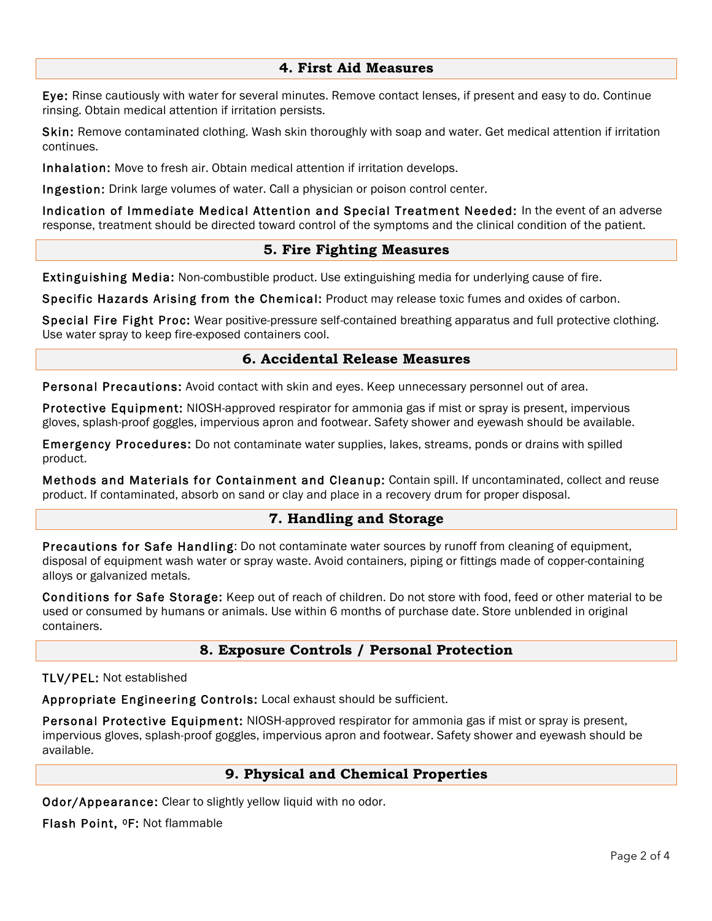## 4. First Aid Measures

**Eye:** Rinse cautiously with water for several minutes. Remove contact lenses, if present and easy to do. Continue rinsing. Obtain medical attention if irritation persists.

**Skin:** Remove contaminated clothing. Wash skin thoroughly with soap and water. Get medical attention if irritation continues.

**Inhalation:** Move to fresh air. Obtain medical attention if irritation develops.

**Ingestion:** Drink large volumes of water. Call a physician or poison control center.

**Indication of Immediate Medical Attention and Special Treatment Needed:** In the event of an adverse response, treatment should be directed toward control of the symptoms and the clinical condition of the patient.

## 5. Fire Fighting Measures

**Extinguishing Media:** Non-combustible product. Use extinguishing media for underlying cause of fire.

**Specific Hazards Arising from the Chemical:** Product may release toxic fumes and oxides of carbon.

**Special Fire Fight Proc:** Wear positive-pressure self-contained breathing apparatus and full protective clothing. Use water spray to keep fire-exposed containers cool.

## 6. Accidental Release Measures

**Personal Precautions:** Avoid contact with skin and eyes. Keep unnecessary personnel out of area.

**Protective Equipment:** NIOSH-approved respirator for ammonia gas if mist or spray is present, impervious gloves, splash-proof goggles, impervious apron and footwear. Safety shower and eyewash should be available.

**Emergency Procedures:** Do not contaminate water supplies, lakes, streams, ponds or drains with spilled product.

**Methods and Materials for Containment and Cleanup:** Contain spill. If uncontaminated, collect and reuse product. If contaminated, absorb on sand or clay and place in a recovery drum for proper disposal.

## 7. Handling and Storage

**Precautions for Safe Handling**: Do not contaminate water sources by runoff from cleaning of equipment, disposal of equipment wash water or spray waste. Avoid containers, piping or fittings made of copper-containing alloys or galvanized metals.

**Conditions for Safe Storage:** Keep out of reach of children. Do not store with food, feed or other material to be used or consumed by humans or animals. Use within 6 months of purchase date. Store unblended in original containers.

## 8. Exposure Controls / Personal Protection

**TLV/PEL:** Not established

**Appropriate Engineering Controls:** Local exhaust should be sufficient.

**Personal Protective Equipment:** NIOSH-approved respirator for ammonia gas if mist or spray is present, impervious gloves, splash-proof goggles, impervious apron and footwear. Safety shower and eyewash should be available.

## 9. Physical and Chemical Properties

**Odor/Appearance:** Clear to slightly yellow liquid with no odor.

**Flash Point, ºF:** Not flammable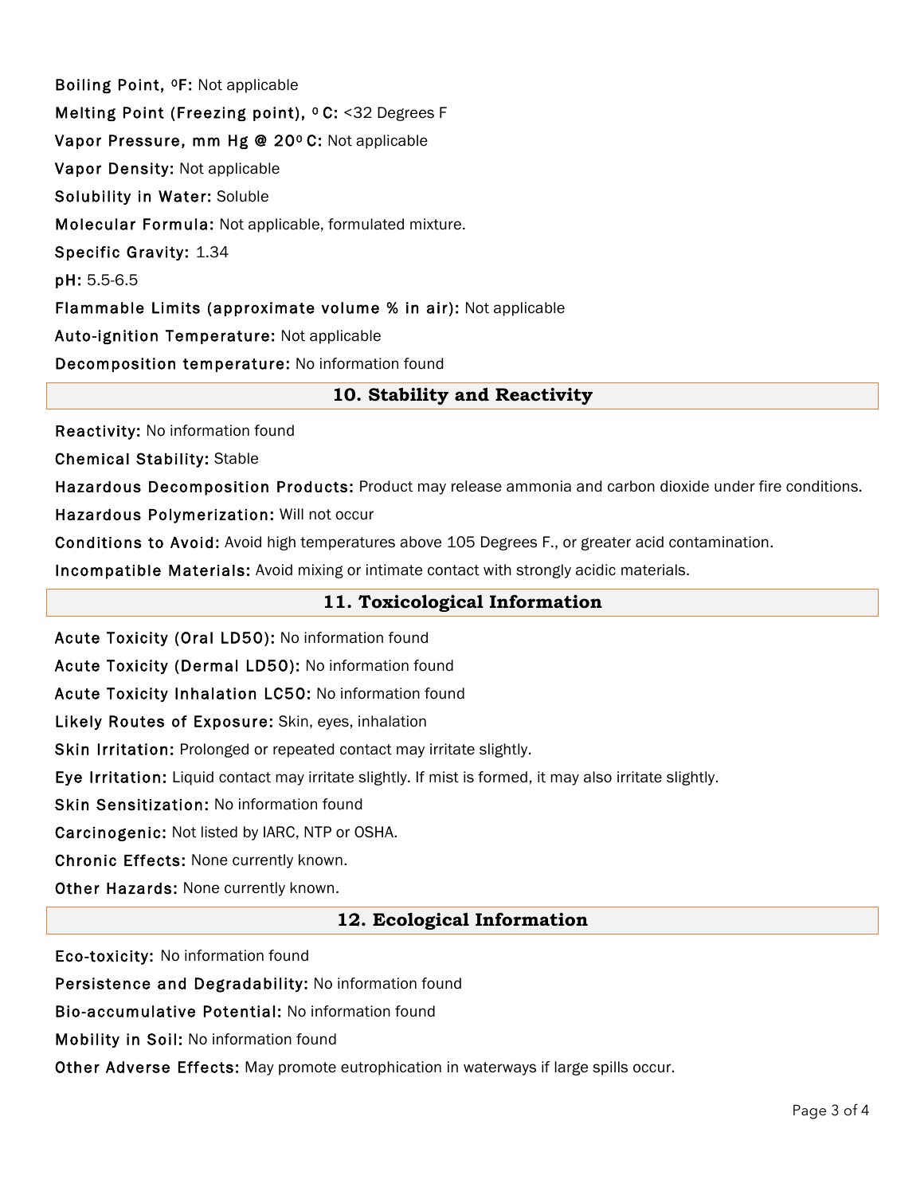**Boiling Point, ºF:** Not applicable

**Melting Point (Freezing point), º C:** <32 Degrees F

**Vapor Pressure, mm Hg @ 20º C:** Not applicable

**Vapor Density:** Not applicable

**Solubility in Water:** Soluble

**Molecular Formula:** Not applicable, formulated mixture.

**Specific Gravity:** 1.34

**pH:** 5.5-6.5

**Flammable Limits (approximate volume % in air):** Not applicable

**Auto-ignition Temperature:** Not applicable

**Decomposition temperature:** No information found

## 10. Stability and Reactivity

**Reactivity:** No information found

**Chemical Stability:** Stable

**Hazardous Decomposition Products:** Product may release ammonia and carbon dioxide under fire conditions.

**Hazardous Polymerization:** Will not occur

**Conditions to Avoid:** Avoid high temperatures above 105 Degrees F., or greater acid contamination.

**Incompatible Materials:** Avoid mixing or intimate contact with strongly acidic materials.

## 11. Toxicological Information

**Acute Toxicity (Oral LD50):** No information found

**Acute Toxicity (Dermal LD50):** No information found

**Acute Toxicity Inhalation LC50:** No information found

**Likely Routes of Exposure:** Skin, eyes, inhalation

**Skin Irritation:** Prolonged or repeated contact may irritate slightly.

**Eye Irritation:** Liquid contact may irritate slightly. If mist is formed, it may also irritate slightly.

**Skin Sensitization:** No information found

**Carcinogenic:** Not listed by IARC, NTP or OSHA.

**Chronic Effects:** None currently known.

**Other Hazards:** None currently known.

## 12. Ecological Information

**Eco-toxicity:** No information found

**Persistence and Degradability:** No information found

**Bio-accumulative Potential:** No information found

**Mobility in Soil:** No information found

**Other Adverse Effects:** May promote eutrophication in waterways if large spills occur.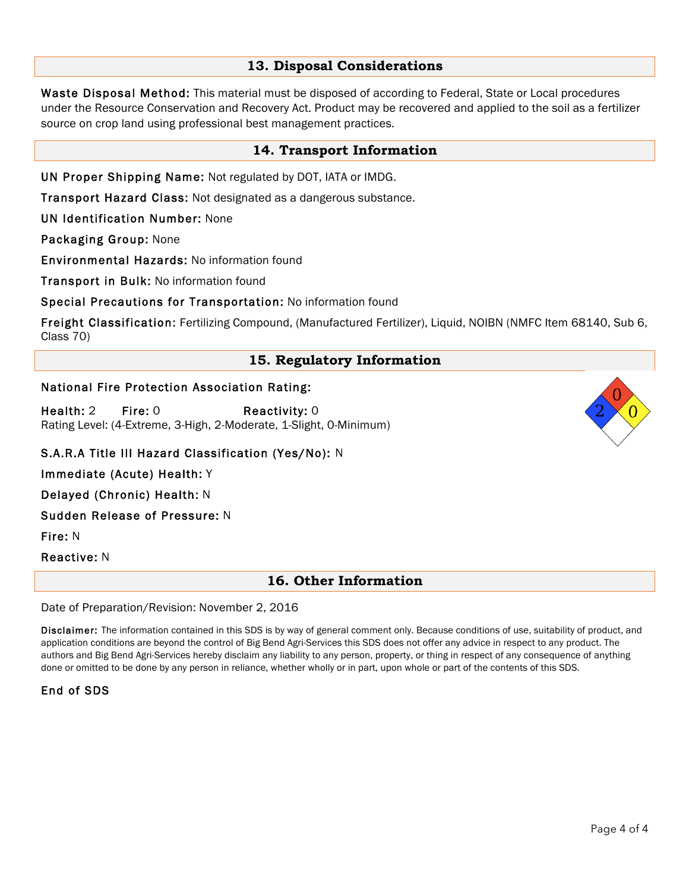## 13. Disposal Considerations

**Waste Disposal Method:** This material must be disposed of according to Federal, State or Local procedures under the Resource Conservation and Recovery Act. Product may be recovered and applied to the soil as a fertilizer source on crop land using professional best management practices.

## 14. Transport Information

**UN Proper Shipping Name:** Not regulated by DOT, IATA or IMDG.

**Transport Hazard Class:** Not designated as a dangerous substance.

**UN Identification Number:** None

**Packaging Group:** None

**Environmental Hazards:** No information found

**Transport in Bulk:** No information found

**Special Precautions for Transportation:** No information found

**Freight Classification:** Fertilizing Compound, (Manufactured Fertilizer), Liquid, NOIBN (NMFC Item 68140, Sub 6, Class 70)

## 15. Regulatory Information

**National Fire Protection Association Rating:**

**Health:** 2 **Fire:** 0 **Reactivity:** 0
Rating Level: (4-Extreme, 3-High, 2-Moderate, 1-Slight, 0-Minimum)

0
2 0

**S.A.R.A Title III Hazard Classification (Yes/No):** N

**Immediate (Acute) Health:** Y

**Delayed (Chronic) Health:** N

**Sudden Release of Pressure:** N

**Fire:** N

**Reactive:** N

## 16. Other Information

Date of Preparation/Revision: November 2, 2016

**Disclaimer:** The information contained in this SDS is by way of general comment only. Because conditions of use, suitability of product, and application conditions are beyond the control of Big Bend Agri-Services this SDS does not offer any advice in respect to any product. The authors and Big Bend Agri-Services hereby disclaim any liability to any person, property, or thing in respect of any consequence of anything done or omitted to be done by any person in reliance, whether wholly or in part, upon whole or part of the contents of this SDS.

**End of SDS**